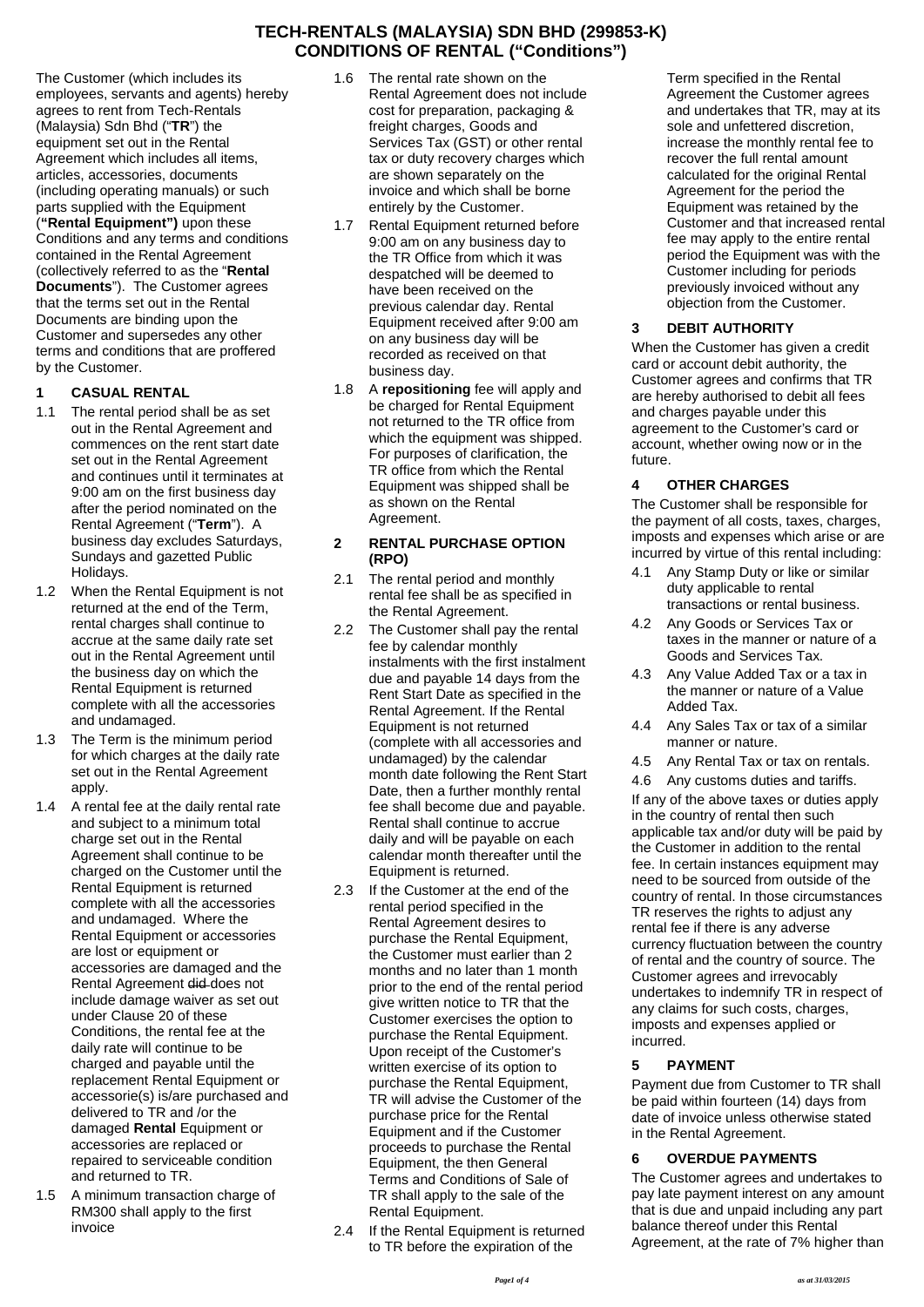# TECH-RENTALS (MALAYSIA) SDN BHD (299853-K)
# CONDITIONS OF RENTAL ("Conditions")

The Customer (which includes its employees, servants and agents) hereby agrees to rent from Tech-Rentals (Malaysia) Sdn Bhd ("**TR**") the equipment set out in the Rental Agreement which includes all items, articles, accessories, documents (including operating manuals) or such parts supplied with the Equipment (**"Rental Equipment")** upon these Conditions and any terms and conditions contained in the Rental Agreement (collectively referred to as the "**Rental Documents**"). The Customer agrees that the terms set out in the Rental Documents are binding upon the Customer and supersedes any other terms and conditions that are proffered by the Customer.

## 1 CASUAL RENTAL

1.1 The rental period shall be as set out in the Rental Agreement and commences on the rent start date set out in the Rental Agreement and continues until it terminates at 9:00 am on the first business day after the period nominated on the Rental Agreement ("**Term**"). A business day excludes Saturdays, Sundays and gazetted Public Holidays.

1.2 When the Rental Equipment is not returned at the end of the Term, rental charges shall continue to accrue at the same daily rate set out in the Rental Agreement until the business day on which the Rental Equipment is returned complete with all the accessories and undamaged.

1.3 The Term is the minimum period for which charges at the daily rate set out in the Rental Agreement apply.

1.4 A rental fee at the daily rental rate and subject to a minimum total charge set out in the Rental Agreement shall continue to be charged on the Customer until the Rental Equipment is returned complete with all the accessories and undamaged. Where the Rental Equipment or accessories are lost or equipment or accessories are damaged and the Rental Agreement ~~did~~ does not include damage waiver as set out under Clause 20 of these Conditions, the rental fee at the daily rate will continue to be charged and payable until the replacement Rental Equipment or accessorie(s) is/are purchased and delivered to TR and /or the damaged **Rental** Equipment or accessories are replaced or repaired to serviceable condition and returned to TR.

1.5 A minimum transaction charge of RM300 shall apply to the first invoice

1.6 The rental rate shown on the Rental Agreement does not include cost for preparation, packaging & freight charges, Goods and Services Tax (GST) or other rental tax or duty recovery charges which are shown separately on the invoice and which shall be borne entirely by the Customer.

1.7 Rental Equipment returned before 9:00 am on any business day to the TR Office from which it was despatched will be deemed to have been received on the previous calendar day. Rental Equipment received after 9:00 am on any business day will be recorded as received on that business day.

1.8 A **repositioning** fee will apply and be charged for Rental Equipment not returned to the TR office from which the equipment was shipped. For purposes of clarification, the TR office from which the Rental Equipment was shipped shall be as shown on the Rental Agreement.

## 2 RENTAL PURCHASE OPTION (RPO)

2.1 The rental period and monthly rental fee shall be as specified in the Rental Agreement.

2.2 The Customer shall pay the rental fee by calendar monthly instalments with the first instalment due and payable 14 days from the Rent Start Date as specified in the Rental Agreement. If the Rental Equipment is not returned (complete with all accessories and undamaged) by the calendar month date following the Rent Start Date, then a further monthly rental fee shall become due and payable. Rental shall continue to accrue daily and will be payable on each calendar month thereafter until the Equipment is returned.

2.3 If the Customer at the end of the rental period specified in the Rental Agreement desires to purchase the Rental Equipment, the Customer must earlier than 2 months and no later than 1 month prior to the end of the rental period give written notice to TR that the Customer exercises the option to purchase the Rental Equipment. Upon receipt of the Customer's written exercise of its option to purchase the Rental Equipment, TR will advise the Customer of the purchase price for the Rental Equipment and if the Customer proceeds to purchase the Rental Equipment, the then General Terms and Conditions of Sale of TR shall apply to the sale of the Rental Equipment.

2.4 If the Rental Equipment is returned to TR before the expiration of the Term specified in the Rental Agreement the Customer agrees and undertakes that TR, may at its sole and unfettered discretion, increase the monthly rental fee to recover the full rental amount calculated for the original Rental Agreement for the period the Equipment was retained by the Customer and that increased rental fee may apply to the entire rental period the Equipment was with the Customer including for periods previously invoiced without any objection from the Customer.

## 3 DEBIT AUTHORITY

When the Customer has given a credit card or account debit authority, the Customer agrees and confirms that TR are hereby authorised to debit all fees and charges payable under this agreement to the Customer's card or account, whether owing now or in the future.

## 4 OTHER CHARGES

The Customer shall be responsible for the payment of all costs, taxes, charges, imposts and expenses which arise or are incurred by virtue of this rental including:

4.1 Any Stamp Duty or like or similar duty applicable to rental transactions or rental business.

4.2 Any Goods or Services Tax or taxes in the manner or nature of a Goods and Services Tax.

4.3 Any Value Added Tax or a tax in the manner or nature of a Value Added Tax.

4.4 Any Sales Tax or tax of a similar manner or nature.

4.5 Any Rental Tax or tax on rentals.

4.6 Any customs duties and tariffs.

If any of the above taxes or duties apply in the country of rental then such applicable tax and/or duty will be paid by the Customer in addition to the rental fee. In certain instances equipment may need to be sourced from outside of the country of rental. In those circumstances TR reserves the rights to adjust any rental fee if there is any adverse currency fluctuation between the country of rental and the country of source. The Customer agrees and irrevocably undertakes to indemnify TR in respect of any claims for such costs, charges, imposts and expenses applied or incurred.

## 5 PAYMENT

Payment due from Customer to TR shall be paid within fourteen (14) days from date of invoice unless otherwise stated in the Rental Agreement.

## 6 OVERDUE PAYMENTS

The Customer agrees and undertakes to pay late payment interest on any amount that is due and unpaid including any part balance thereof under this Rental Agreement, at the rate of 7% higher than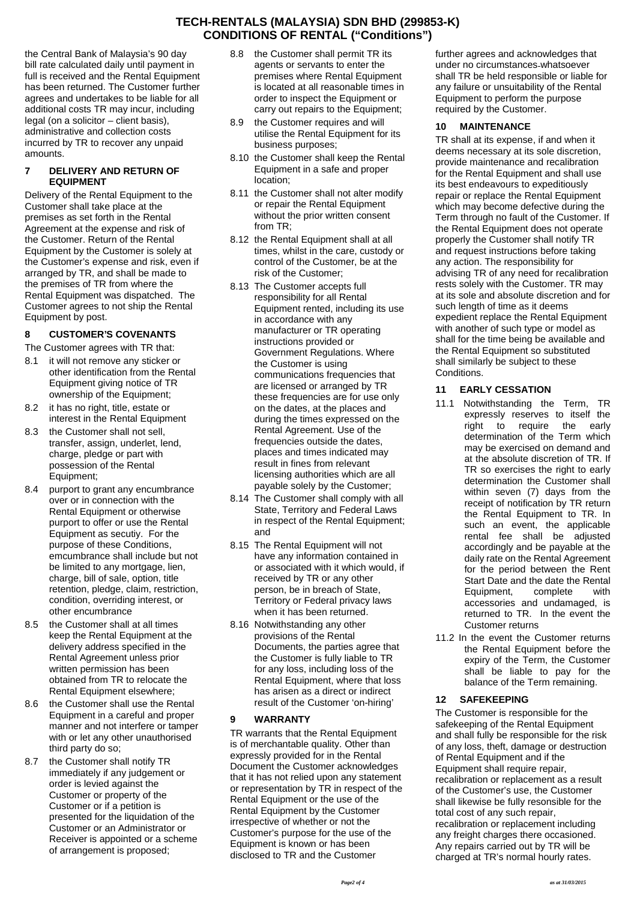the Central Bank of Malaysia's 90 day bill rate calculated daily until payment in full is received and the Rental Equipment has been returned. The Customer further agrees and undertakes to be liable for all additional costs TR may incur, including legal (on a solicitor – client basis), administrative and collection costs incurred by TR to recover any unpaid amounts.

## 7 DELIVERY AND RETURN OF EQUIPMENT

Delivery of the Rental Equipment to the Customer shall take place at the premises as set forth in the Rental Agreement at the expense and risk of the Customer. Return of the Rental Equipment by the Customer is solely at the Customer's expense and risk, even if arranged by TR, and shall be made to the premises of TR from where the Rental Equipment was dispatched. The Customer agrees to not ship the Rental Equipment by post.

## 8 CUSTOMER'S COVENANTS

The Customer agrees with TR that:

8.1 it will not remove any sticker or other identification from the Rental Equipment giving notice of TR ownership of the Equipment;

8.2 it has no right, title, estate or interest in the Rental Equipment

8.3 the Customer shall not sell, transfer, assign, underlet, lend, charge, pledge or part with possession of the Rental Equipment;

8.4 purport to grant any encumbrance over or in connection with the Rental Equipment or otherwise purport to offer or use the Rental Equipment as secutiy. For the purpose of these Conditions, emcumbrance shall include but not be limited to any mortgage, lien, charge, bill of sale, option, title retention, pledge, claim, restriction, condition, overriding interest, or other encumbrance

8.5 the Customer shall at all times keep the Rental Equipment at the delivery address specified in the Rental Agreement unless prior written permission has been obtained from TR to relocate the Rental Equipment elsewhere;

8.6 the Customer shall use the Rental Equipment in a careful and proper manner and not interfere or tamper with or let any other unauthorised third party do so;

8.7 the Customer shall notify TR immediately if any judgement or order is levied against the Customer or property of the Customer or if a petition is presented for the liquidation of the Customer or an Administrator or Receiver is appointed or a scheme of arrangement is proposed;

8.8 the Customer shall permit TR its agents or servants to enter the premises where Rental Equipment is located at all reasonable times in order to inspect the Equipment or carry out repairs to the Equipment;

8.9 the Customer requires and will utilise the Rental Equipment for its business purposes;

8.10 the Customer shall keep the Rental Equipment in a safe and proper location;

8.11 the Customer shall not alter modify or repair the Rental Equipment without the prior written consent from TR;

8.12 the Rental Equipment shall at all times, whilst in the care, custody or control of the Customer, be at the risk of the Customer;

8.13 The Customer accepts full responsibility for all Rental Equipment rented, including its use in accordance with any manufacturer or TR operating instructions provided or Government Regulations. Where the Customer is using communications frequencies that are licensed or arranged by TR these frequencies are for use only on the dates, at the places and during the times expressed on the Rental Agreement. Use of the frequencies outside the dates, places and times indicated may result in fines from relevant licensing authorities which are all payable solely by the Customer;

8.14 The Customer shall comply with all State, Territory and Federal Laws in respect of the Rental Equipment; and

8.15 The Rental Equipment will not have any information contained in or associated with it which would, if received by TR or any other person, be in breach of State, Territory or Federal privacy laws when it has been returned.

8.16 Notwithstanding any other provisions of the Rental Documents, the parties agree that the Customer is fully liable to TR for any loss, including loss of the Rental Equipment, where that loss has arisen as a direct or indirect result of the Customer 'on-hiring'

## 9 WARRANTY

TR warrants that the Rental Equipment is of merchantable quality. Other than expressly provided for in the Rental Document the Customer acknowledges that it has not relied upon any statement or representation by TR in respect of the Rental Equipment or the use of the Rental Equipment by the Customer irrespective of whether or not the Customer's purpose for the use of the Equipment is known or has been disclosed to TR and the Customer further agrees and acknowledges that under no circumstances whatsoever shall TR be held responsible or liable for any failure or unsuitability of the Rental Equipment to perform the purpose required by the Customer.

## 10 MAINTENANCE

TR shall at its expense, if and when it deems necessary at its sole discretion, provide maintenance and recalibration for the Rental Equipment and shall use its best endeavours to expeditiously repair or replace the Rental Equipment which may become defective during the Term through no fault of the Customer. If the Rental Equipment does not operate properly the Customer shall notify TR and request instructions before taking any action. The responsibility for advising TR of any need for recalibration rests solely with the Customer. TR may at its sole and absolute discretion and for such length of time as it deems expedient replace the Rental Equipment with another of such type or model as shall for the time being be available and the Rental Equipment so substituted shall similarly be subject to these Conditions.

## 11 EARLY CESSATION

11.1 Notwithstanding the Term, TR expressly reserves to itself the right to require the early determination of the Term which may be exercised on demand and at the absolute discretion of TR. If TR so exercises the right to early determination the Customer shall within seven (7) days from the receipt of notification by TR return the Rental Equipment to TR. In such an event, the applicable rental fee shall be adjusted accordingly and be payable at the daily rate on the Rental Agreement for the period between the Rent Start Date and the date the Rental Equipment, complete with accessories and undamaged, is returned to TR. In the event the Customer returns

11.2 In the event the Customer returns the Rental Equipment before the expiry of the Term, the Customer shall be liable to pay for the balance of the Term remaining.

## 12 SAFEKEEPING

The Customer is responsible for the safekeeping of the Rental Equipment and shall fully be responsible for the risk of any loss, theft, damage or destruction of Rental Equipment and if the Equipment shall require repair, recalibration or replacement as a result of the Customer's use, the Customer shall likewise be fully resonsible for the total cost of any such repair, recalibration or replacement including any freight charges there occasioned. Any repairs carried out by TR will be charged at TR's normal hourly rates.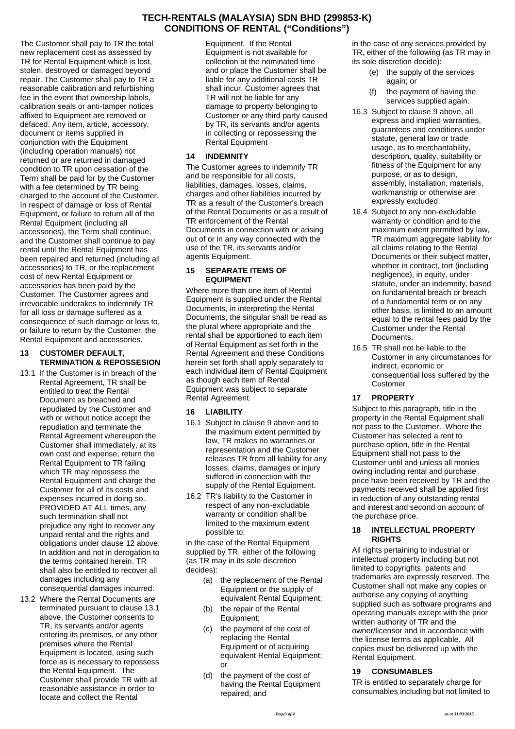# TECH-RENTALS (MALAYSIA) SDN BHD (299853-K)
# CONDITIONS OF RENTAL ("Conditions")

The Customer shall pay to TR the total new replacement cost as assessed by TR for Rental Equipment which is lost, stolen, destroyed or damaged beyond repair. The Customer shall pay to TR a reasonable calibration and refurbishing fee in the event that ownership labels, calibration seals or anti-tamper notices affixed to Equipment are removed or defaced. Any item, article, accessory, document or items supplied in conjunction with the Equipment (including operation manuals) not returned or are returned in damaged condition to TR upon cessation of the Term shall be paid for by the Customer with a fee determined by TR being charged to the account of the Customer. In respect of damage or loss of Rental Equipment, or failure to return all of the Rental Equipment (including all accessories), the Term shall continue, and the Customer shall continue to pay rental until the Rental Equipment has been repaired and returned (including all accessories) to TR, or the replacement cost of new Rental Equipment or accessories has been paid by the Customer. The Customer agrees and irrevocable underakes to indemnify TR for all loss or damage suffered as a consequence of such damage or loss to, or failure to return by the Customer, the Rental Equipment and accessories.

## 13 CUSTOMER DEFAULT, TERMINATION & REPOSSESION

13.1 If the Customer is in breach of the Rental Agreement, TR shall be entitled to treat the Rental Document as breached and repudiated by the Customer and with or without notice accept the repudiation and terminate the Rental Agreement whereupon the Customer shall immediately, at its own cost and expense, return the Rental Equipment to TR failing which TR may repossess the Rental Equipment and charge the Customer for all of its costs and expenses incurred in doing so. PROVIDED AT ALL times, any such termination shall not prejudice any right to recover any unpaid rental and the rights and obligations under clause 12 above. In addition and not in derogation to the terms contained herein. TR shall also be entitled to recover all damages including any consequential damages incurred.

13.2 Where the Rental Documents are terminated pursuant to clause 13.1 above, the Customer consents to TR, its servants and/or agents entering its premises, or any other premises where the Rental Equipment is located, using such force as is necessary to repossess the Rental Equipment. The Customer shall provide TR with all reasonable assistance in order to locate and collect the Rental Equipment. If the Rental Equipment is not available for collection at the nominated time and or place the Customer shall be liable for any additional costs TR shall incur. Customer agrees that TR will not be liable for any damage to property belonging to Customer or any third party caused by TR, its servants and/or agents in collecting or repossessing the Rental Equipment

## 14 INDEMNITY

The Customer agrees to indemnify TR and be responsible for all costs, liabilities, damages, losses, claims, charges and other liabilities incurred by TR as a result of the Customer's breach of the Rental Documents or as a result of TR enforcement of the Rental Documents in connection with or arising out of or in any way connected with the use of the TR, its servants and/or agents Equipment.

## 15 SEPARATE ITEMS OF EQUIPMENT

Where more than one item of Rental Equipment is supplied under the Rental Documents, in interpreting the Rental Documents, the singular shall be read as the plural where appropriate and the rental shall be apportioned to each item of Rental Equipment as set forth in the Rental Agreement and these Conditions herein set forth shall apply separately to each individual item of Rental Equipment as though each item of Rental Equipment was subject to separate Rental Agreement.

## 16 LIABILITY

16.1 Subject to clause 9 above and to the maximum extent permitted by law, TR makes no warranties or representation and the Customer releases TR from all liability for any losses, claims, damages or injury suffered in connection with the supply of the Rental Equipment.

16.2 TR's liability to the Customer in respect of any non-excludable warranty or condition shall be limited to the maximum extent possible to:

in the case of the Rental Equipment supplied by TR, either of the following (as TR may in its sole discretion decides):

- (a) the replacement of the Rental Equipment or the supply of equivalent Rental Equipment;
- (b) the repair of the Rental Equipment;
- (c) the payment of the cost of replacing the Rental Equipment or of acquiring equivalent Rental Equipment; or
- (d) the payment of the cost of having the Rental Equipment repaired; and

in the case of any services provided by TR, either of the following (as TR may in its sole discretion decide):

- (e) the supply of the services again; or
- (f) the payment of having the services supplied again.

16.3 Subject to clause 9 above, all express and implied warranties, guarantees and conditions under statute, general law or trade usage, as to merchantability, description, quality, suitability or fitness of the Equipment for any purpose, or as to design, assembly, installation, materials, workmanship or otherwise are expressly excluded.

16.4 Subject to any non-excludable warranty or condition and to the maximum extent permitted by law, TR maximum aggregate liability for all claims relating to the Rental Documents or their subject matter, whether in contract, tort (including negligence), in equity, under statute, under an indemnity, based on fundamental breach or breach of a fundamental term or on any other basis, is limited to an amount equal to the rental fees paid by the Customer under the Rental Documents.

16.5 TR shall not be liable to the Customer in any circumstances for indirect, economic or consequential loss suffered by the Customer

## 17 PROPERTY

Subject to this paragraph, title in the property in the Rental Equipment shall not pass to the Customer. Where the Customer has selected a rent to purchase option, title in the Rental Equipment shall not pass to the Customer until and unless all monies owing including rental and purchase price have been received by TR and the payments received shall be applied first in reduction of any outstanding rental and interest and second on account of the purchase price.

## 18 INTELLECTUAL PROPERTY RIGHTS

All rights pertaining to industrial or intellectual property including but not limited to copyrights, patents and trademarks are expressly reserved. The Customer shall not make any copies or authorise any copying of anything supplied such as software programs and operating manuals except with the prior written authority of TR and the owner/licensor and in accordance with the license terms as applicable. All copies must be delivered up with the Rental Equipment.

## 19 CONSUMABLES

TR is entitled to separately charge for consumables including but not limited to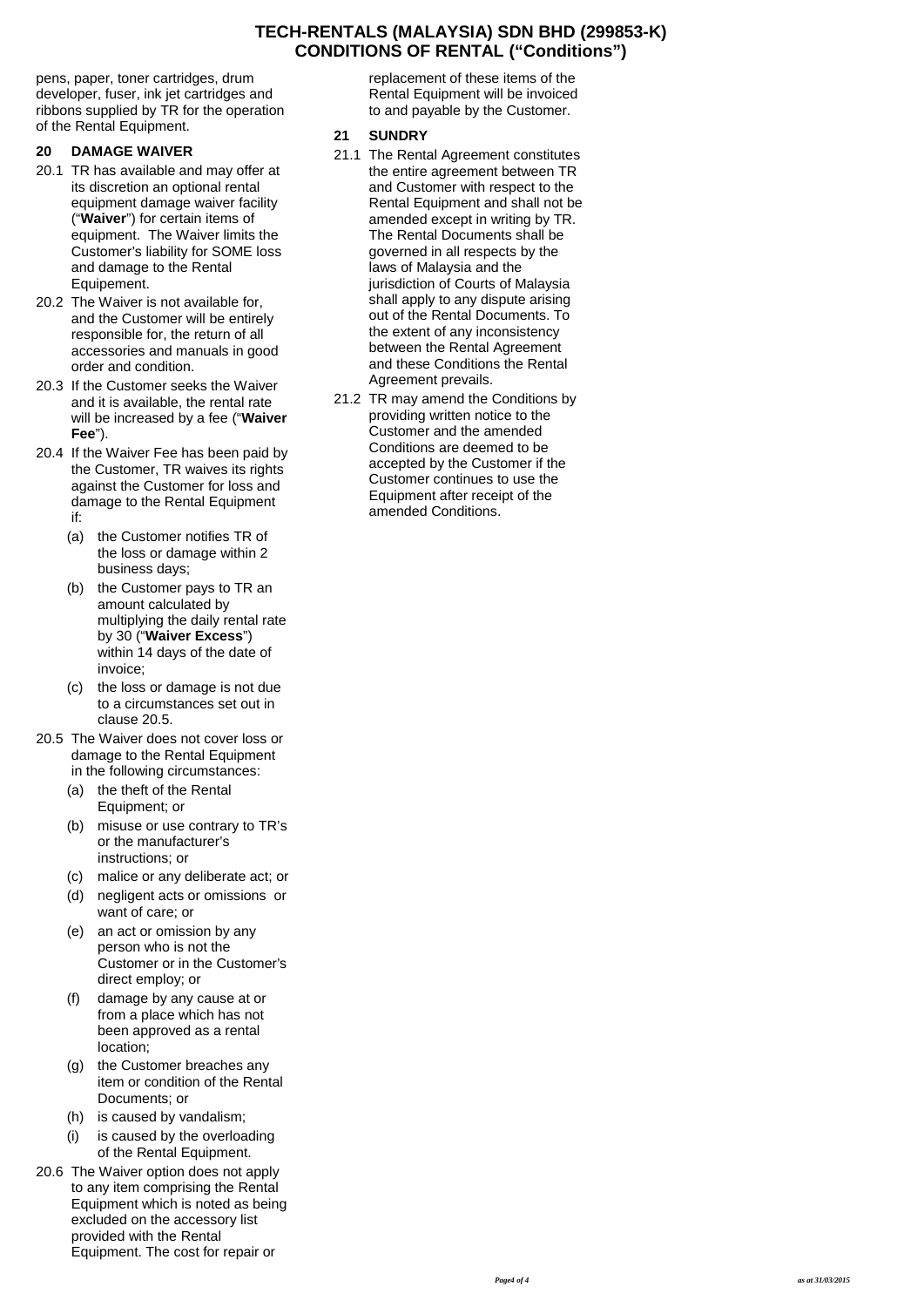pens, paper, toner cartridges, drum developer, fuser, ink jet cartridges and ribbons supplied by TR for the operation of the Rental Equipment.

## 20 DAMAGE WAIVER

20.1 TR has available and may offer at its discretion an optional rental equipment damage waiver facility ("**Waiver**") for certain items of equipment. The Waiver limits the Customer's liability for SOME loss and damage to the Rental Equipement.

20.2 The Waiver is not available for, and the Customer will be entirely responsible for, the return of all accessories and manuals in good order and condition.

20.3 If the Customer seeks the Waiver and it is available, the rental rate will be increased by a fee ("**Waiver Fee**").

20.4 If the Waiver Fee has been paid by the Customer, TR waives its rights against the Customer for loss and damage to the Rental Equipment if:

(a) the Customer notifies TR of the loss or damage within 2 business days;

(b) the Customer pays to TR an amount calculated by multiplying the daily rental rate by 30 ("**Waiver Excess**") within 14 days of the date of invoice;

(c) the loss or damage is not due to a circumstances set out in clause 20.5.

20.5 The Waiver does not cover loss or damage to the Rental Equipment in the following circumstances:

(a) the theft of the Rental Equipment; or

(b) misuse or use contrary to TR's or the manufacturer's instructions; or

(c) malice or any deliberate act; or

(d) negligent acts or omissions or want of care; or

(e) an act or omission by any person who is not the Customer or in the Customer's direct employ; or

(f) damage by any cause at or from a place which has not been approved as a rental location;

(g) the Customer breaches any item or condition of the Rental Documents; or

(h) is caused by vandalism;

(i) is caused by the overloading of the Rental Equipment.

20.6 The Waiver option does not apply to any item comprising the Rental Equipment which is noted as being excluded on the accessory list provided with the Rental Equipment. The cost for repair or replacement of these items of the Rental Equipment will be invoiced to and payable by the Customer.

## 21 SUNDRY

21.1 The Rental Agreement constitutes the entire agreement between TR and Customer with respect to the Rental Equipment and shall not be amended except in writing by TR. The Rental Documents shall be governed in all respects by the laws of Malaysia and the jurisdiction of Courts of Malaysia shall apply to any dispute arising out of the Rental Documents. To the extent of any inconsistency between the Rental Agreement and these Conditions the Rental Agreement prevails.

21.2 TR may amend the Conditions by providing written notice to the Customer and the amended Conditions are deemed to be accepted by the Customer if the Customer continues to use the Equipment after receipt of the amended Conditions.